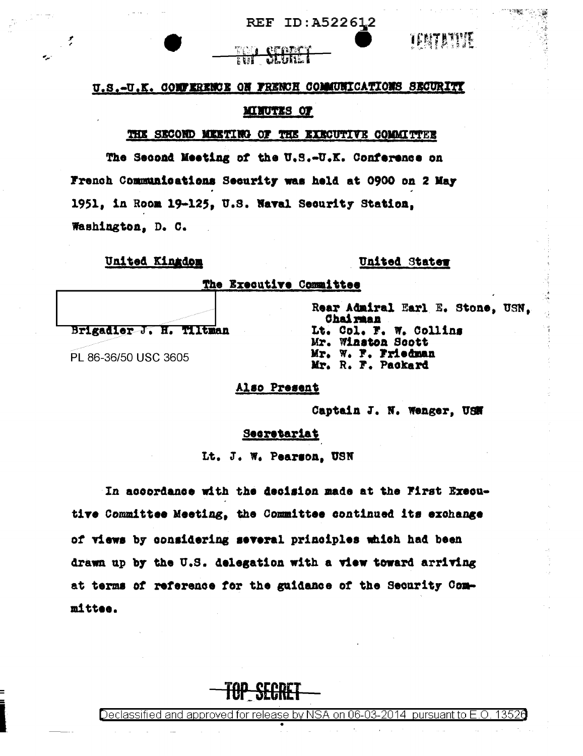REF ID:A522612

TOP SECRET

TENTATIVE

## U.S.-U.K. CONFERENCE ON FRENCH COMMUNICATIONS SECURITY

### MINUTES OF

### THE SECOND MEETING OF THE EXECUTIVE COMMITTEE

The Second Meeting of the U.S.-U.K. Conference on French Communications Security was held at 0900 on 2 May 1951, in Room 19-125, U.S. Naval Security Station, Washington, D. C.

**The Executive Committee**

| United Kingdom | United States |
| --- | --- |
| [redacted] | Rear Admiral Earl E. Stone, USN, Chairman |
| Brigadier J. H. Tiltman | Lt. Col. F. W. Collins |
| PL 86-36/50 USC 3605 | Mr. Winston Scott |
| | Mr. W. F. Friedman |
| | Mr. R. F. Packard |

**Also Present**

Captain J. N. Wenger, USN

**Secretariat**

Lt. J. W. Pearson, USN

In accordance with the decision made at the First Executive Committee Meeting, the Committee continued its exchange of views by considering several principles which had been drawn up by the U.S. delegation with a view toward arriving at terms of reference for the guidance of the Security Committee.

TOP SECRET

Declassified and approved for release by NSA on 06-03-2014 pursuant to E.O. 13526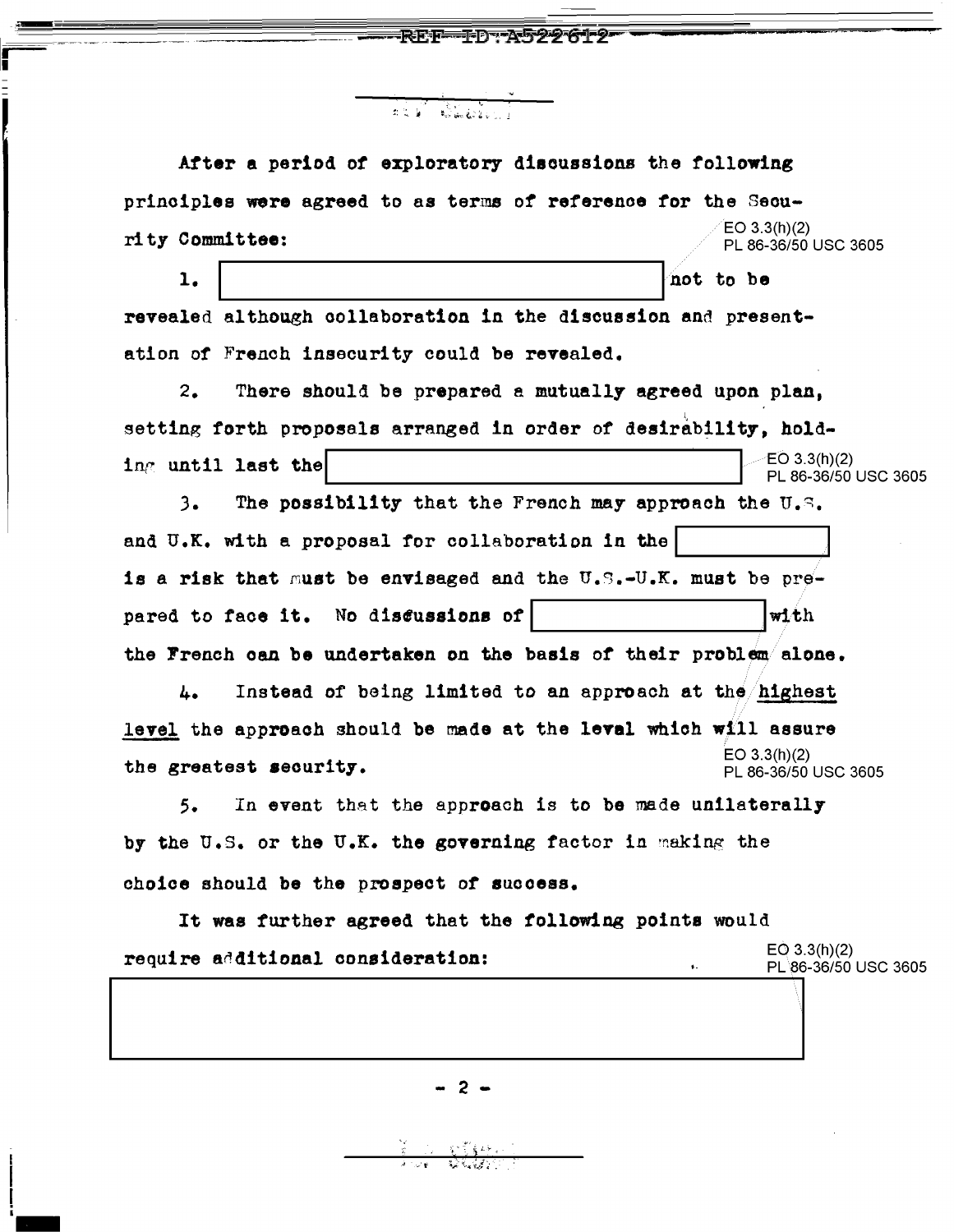After a period of exploratory discussions the following principles were agreed to as terms of reference for the Security Committee:

EO 3.3(h)(2)
PL 86-36/50 USC 3605

1. [redacted] not to be revealed although collaboration in the discussion and presentation of French insecurity could be revealed.

2. There should be prepared a mutually agreed upon plan, setting forth proposals arranged in order of desirability, holding until last the [redacted]

EO 3.3(h)(2)
PL 86-36/50 USC 3605

3. The possibility that the French may approach the U.S. and U.K. with a proposal for collaboration in the [redacted] is a risk that must be envisaged and the U.S.-U.K. must be prepared to face it. No discussions of [redacted] with the French can be undertaken on the basis of their problem alone.

4. Instead of being limited to an approach at the highest level the approach should be made at the level which will assure the greatest security.

EO 3.3(h)(2)
PL 86-36/50 USC 3605

5. In event that the approach is to be made unilaterally by the U.S. or the U.K. the governing factor in making the choice should be the prospect of success.

It was further agreed that the following points would require additional consideration:

EO 3.3(h)(2)
PL 86-36/50 USC 3605

[redacted]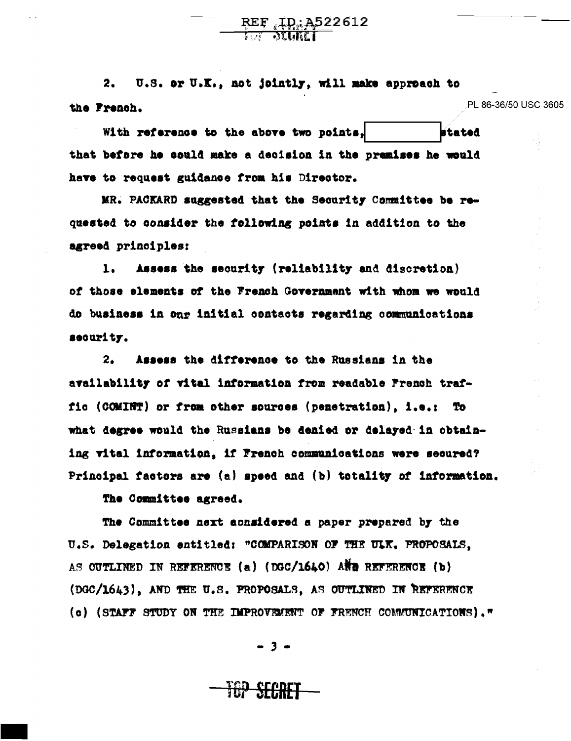2. U.S. or U.K., not jointly, will make approach to the French.

PL 86-36/50 USC 3605

With reference to the above two points, [redacted] stated that before he could make a decision in the premises he would have to request guidance from his Director.

MR. PACKARD suggested that the Security Committee be requested to consider the following points in addition to the agreed principles:

1. Assess the security (reliability and discretion) of those elements of the French Government with whom we would do business in our initial contacts regarding communications security.

2. Assess the difference to the Russians in the availability of vital information from readable French traffic (COMINT) or from other sources (penetration), i.e.: To what degree would the Russians be denied or delayed in obtaining vital information, if French communications were secured? Principal factors are (a) speed and (b) totality of information.

The Committee agreed.

The Committee next considered a paper prepared by the U.S. Delegation entitled: "COMPARISON OF THE U.K. PROPOSALS, AS OUTLINED IN REFERENCE (a) (DGC/1640) AND REFERENCE (b) (DGC/1643), AND THE U.S. PROPOSALS, AS OUTLINED IN REFERENCE (c) (STAFF STUDY ON THE IMPROVEMENT OF FRENCH COMMUNICATIONS)."

TOP SECRET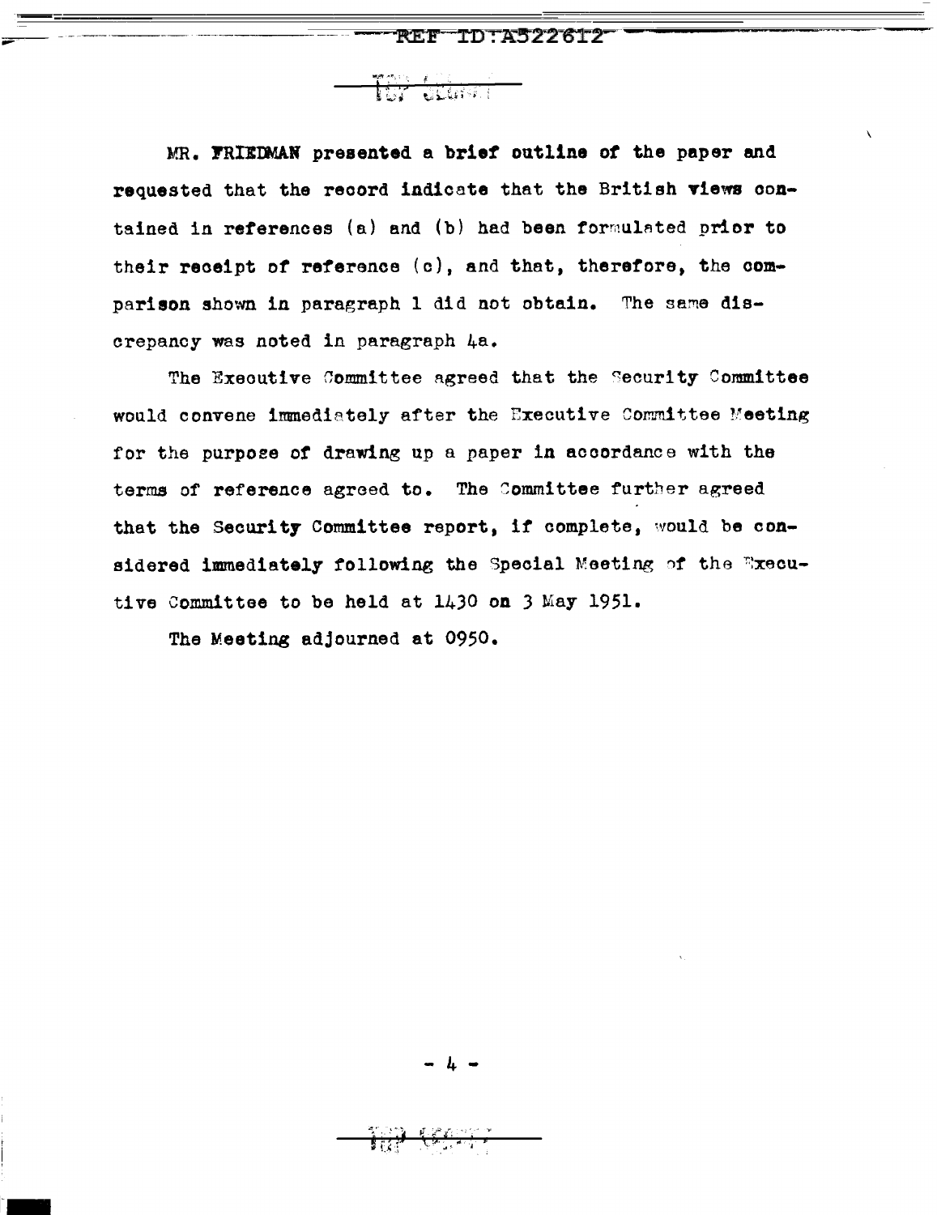MR. FRIEDMAN presented a brief outline of the paper and requested that the record indicate that the British views contained in references (a) and (b) had been formulated prior to their receipt of reference (c), and that, therefore, the comparison shown in paragraph 1 did not obtain. The same discrepancy was noted in paragraph 4a.

The Executive Committee agreed that the Security Committee would convene immediately after the Executive Committee Meeting for the purpose of drawing up a paper in accordance with the terms of reference agreed to. The Committee further agreed that the Security Committee report, if complete, would be considered immediately following the Special Meeting of the Executive Committee to be held at 1430 on 3 May 1951.

The Meeting adjourned at 0950.